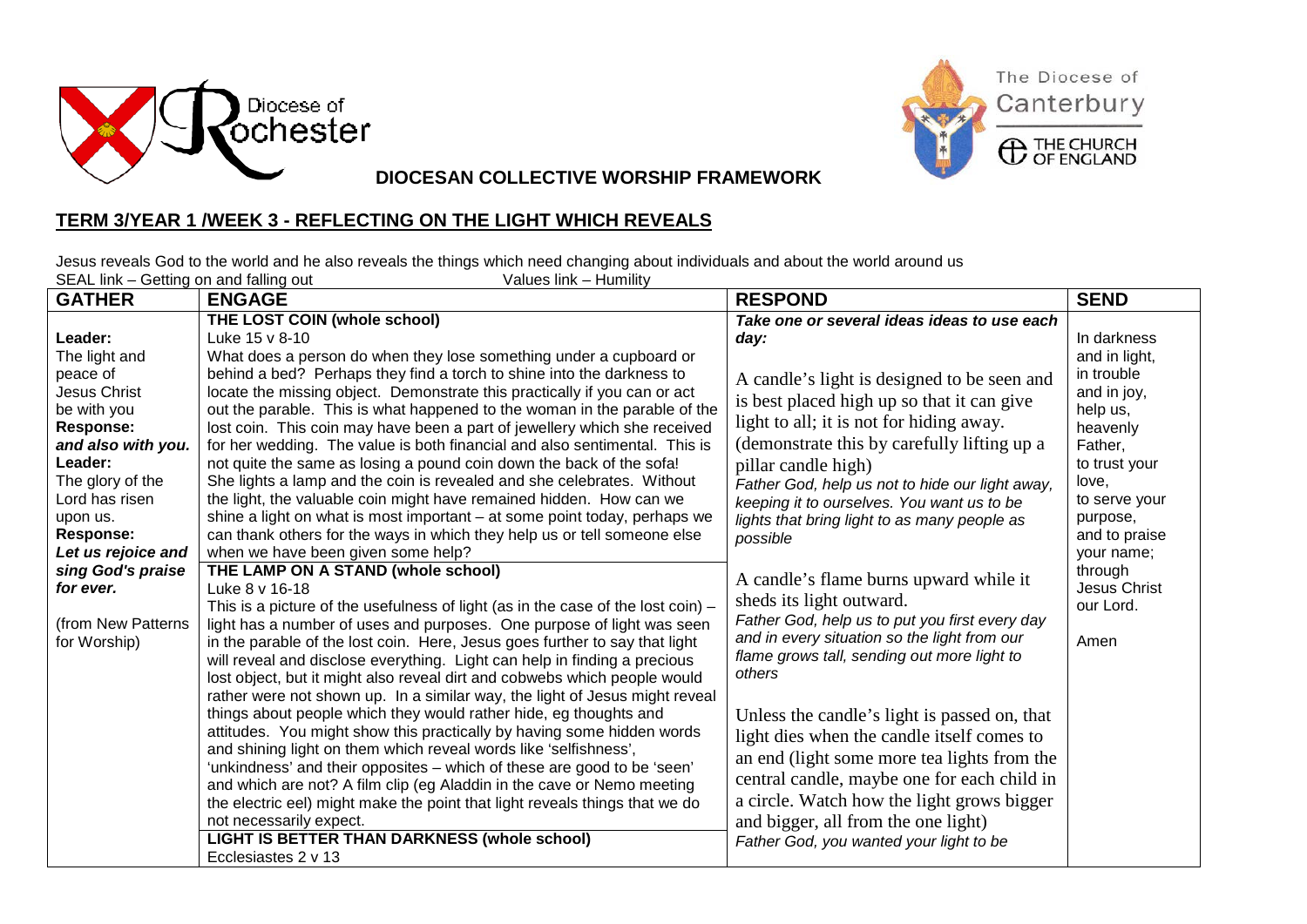Diocese of Rochester

The Diocese of Canterbury

THE CHURCH OF ENGLAND

**DIOCESAN COLLECTIVE WORSHIP FRAMEWORK**

## TERM 3/YEAR 1 /WEEK 3 - REFLECTING ON THE LIGHT WHICH REVEALS

Jesus reveals God to the world and he also reveals the things which need changing about individuals and about the world around us

SEAL link – Getting on and falling out Values link – Humility

| GATHER | ENGAGE | RESPOND | SEND |
|---|---|---|---|
| **Leader:**<br>The light and peace of Jesus Christ be with you<br>**Response:**<br>***and also with you.***<br>**Leader:**<br>The glory of the Lord has risen upon us.<br>**Response:**<br>***Let us rejoice and sing God's praise for ever.***<br><br>(from New Patterns for Worship) | **THE LOST COIN (whole school)**<br>Luke 15 v 8-10<br>What does a person do when they lose something under a cupboard or behind a bed? Perhaps they find a torch to shine into the darkness to locate the missing object. Demonstrate this practically if you can or act out the parable. This is what happened to the woman in the parable of the lost coin. This coin may have been a part of jewellery which she received for her wedding. The value is both financial and also sentimental. This is not quite the same as losing a pound coin down the back of the sofa! She lights a lamp and the coin is revealed and she celebrates. Without the light, the valuable coin might have remained hidden. How can we shine a light on what is most important – at some point today, perhaps we can thank others for the ways in which they help us or tell someone else when we have been given some help?<br>**THE LAMP ON A STAND (whole school)**<br>Luke 8 v 16-18<br>This is a picture of the usefulness of light (as in the case of the lost coin) – light has a number of uses and purposes. One purpose of light was seen in the parable of the lost coin. Here, Jesus goes further to say that light will reveal and disclose everything. Light can help in finding a precious lost object, but it might also reveal dirt and cobwebs which people would rather were not shown up. In a similar way, the light of Jesus might reveal things about people which they would rather hide, eg thoughts and attitudes. You might show this practically by having some hidden words and shining light on them which reveal words like 'selfishness', 'unkindness' and their opposites – which of these are good to be 'seen' and which are not? A film clip (eg Aladdin in the cave or Nemo meeting the electric eel) might make the point that light reveals things that we do not necessarily expect.<br>**LIGHT IS BETTER THAN DARKNESS (whole school)**<br>Ecclesiastes 2 v 13 | ***Take one or several ideas ideas to use each day:***<br><br>A candle's light is designed to be seen and is best placed high up so that it can give light to all; it is not for hiding away. (demonstrate this by carefully lifting up a pillar candle high)<br>*Father God, help us not to hide our light away, keeping it to ourselves. You want us to be lights that bring light to as many people as possible*<br><br>A candle's flame burns upward while it sheds its light outward.<br>*Father God, help us to put you first every day and in every situation so the light from our flame grows tall, sending out more light to others*<br><br>Unless the candle's light is passed on, that light dies when the candle itself comes to an end (light some more tea lights from the central candle, maybe one for each child in a circle. Watch how the light grows bigger and bigger, all from the one light)<br>*Father God, you wanted your light to be* | In darkness and in light, in trouble and in joy, help us, heavenly Father, to trust your love, to serve your purpose, and to praise your name; through Jesus Christ our Lord.<br><br>Amen |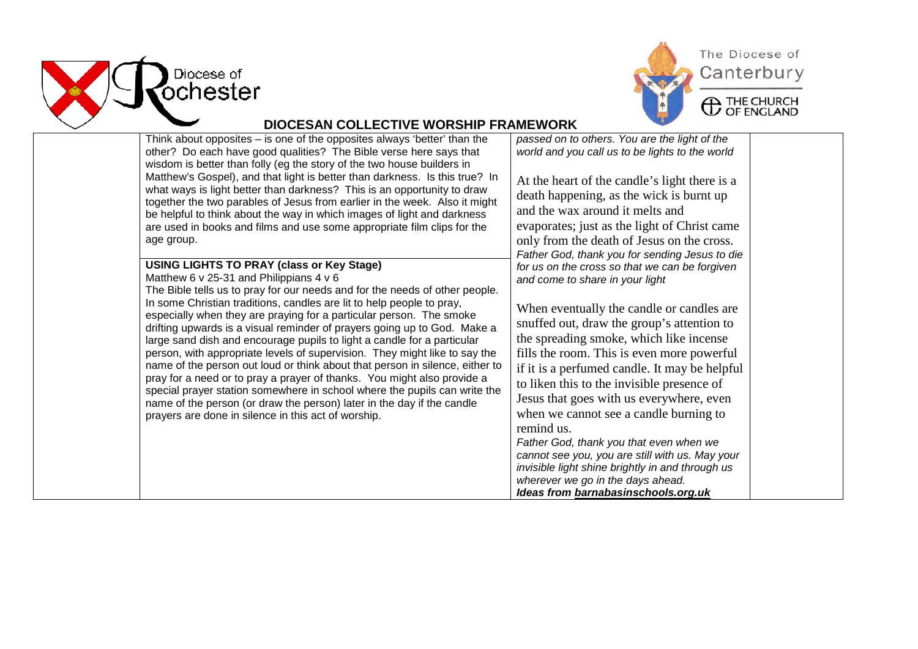## DIOCESAN COLLECTIVE WORSHIP FRAMEWORK

| | | | |
|---|---|---|---|
| | Think about opposites – is one of the opposites always 'better' than the other? Do each have good qualities? The Bible verse here says that wisdom is better than folly (eg the story of the two house builders in Matthew's Gospel), and that light is better than darkness. Is this true? In what ways is light better than darkness? This is an opportunity to draw together the two parables of Jesus from earlier in the week. Also it might be helpful to think about the way in which images of light and darkness are used in books and films and use some appropriate film clips for the age group.<br><br>**USING LIGHTS TO PRAY (class or Key Stage)**<br>Matthew 6 v 25-31 and Philippians 4 v 6<br>The Bible tells us to pray for our needs and for the needs of other people. In some Christian traditions, candles are lit to help people to pray, especially when they are praying for a particular person. The smoke drifting upwards is a visual reminder of prayers going up to God. Make a large sand dish and encourage pupils to light a candle for a particular person, with appropriate levels of supervision. They might like to say the name of the person out loud or think about that person in silence, either to pray for a need or to pray a prayer of thanks. You might also provide a special prayer station somewhere in school where the pupils can write the name of the person (or draw the person) later in the day if the candle prayers are done in silence in this act of worship. | *passed on to others. You are the light of the world and you call us to be lights to the world*<br><br>At the heart of the candle's light there is a death happening, as the wick is burnt up and the wax around it melts and evaporates; just as the light of Christ came only from the death of Jesus on the cross.<br>*Father God, thank you for sending Jesus to die for us on the cross so that we can be forgiven and come to share in your light*<br><br>When eventually the candle or candles are snuffed out, draw the group's attention to the spreading smoke, which like incense fills the room. This is even more powerful if it is a perfumed candle. It may be helpful to liken this to the invisible presence of Jesus that goes with us everywhere, even when we cannot see a candle burning to remind us.<br>*Father God, thank you that even when we cannot see you, you are still with us. May your invisible light shine brightly in and through us wherever we go in the days ahead.*<br>***Ideas from barnabasinschools.org.uk*** | |